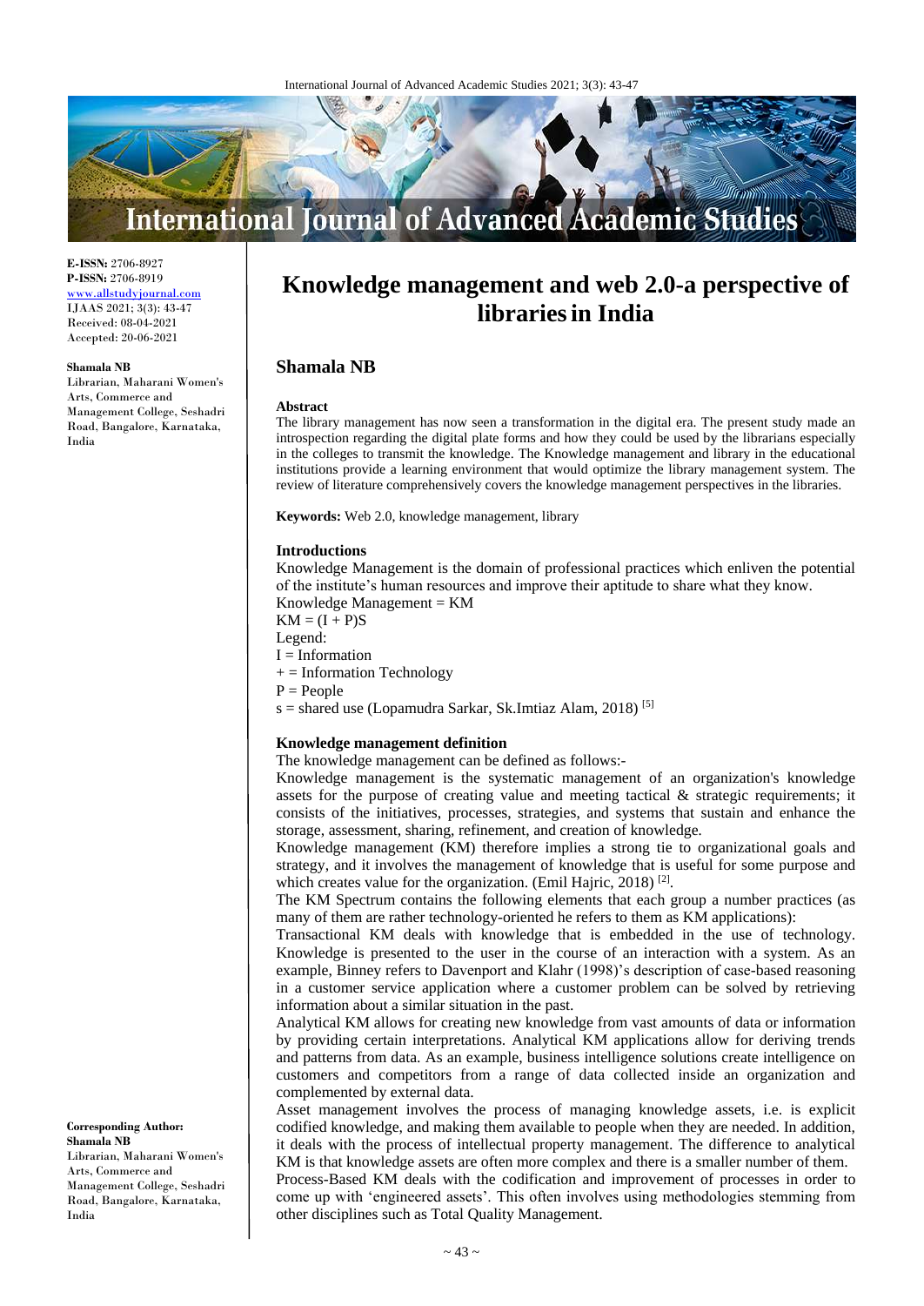**E-ISSN:** 2706-8927
**P-ISSN:** 2706-8919
www.allstudyjournal.com
IJAAS 2021; 3(3): 43-47
Received: 08-04-2021
Accepted: 20-06-2021

**Shamala NB**
Librarian, Maharani Women's Arts, Commerce and Management College, Seshadri Road, Bangalore, Karnataka, India

**Corresponding Author:**
**Shamala NB**
Librarian, Maharani Women's Arts, Commerce and Management College, Seshadri Road, Bangalore, Karnataka, India

# Knowledge management and web 2.0-a perspective of libraries in India

## Shamala NB

**Abstract**

The library management has now seen a transformation in the digital era. The present study made an introspection regarding the digital plate forms and how they could be used by the librarians especially in the colleges to transmit the knowledge. The Knowledge management and library in the educational institutions provide a learning environment that would optimize the library management system. The review of literature comprehensively covers the knowledge management perspectives in the libraries.

**Keywords:** Web 2.0, knowledge management, library

### Introductions

Knowledge Management is the domain of professional practices which enliven the potential of the institute's human resources and improve their aptitude to share what they know.

Knowledge Management = KM

KM = (I + P)S

Legend:

I = Information

\+ = Information Technology

P = People

s = shared use (Lopamudra Sarkar, Sk.Imtiaz Alam, 2018) [5]

### Knowledge management definition

The knowledge management can be defined as follows:-

Knowledge management is the systematic management of an organization's knowledge assets for the purpose of creating value and meeting tactical & strategic requirements; it consists of the initiatives, processes, strategies, and systems that sustain and enhance the storage, assessment, sharing, refinement, and creation of knowledge.

Knowledge management (KM) therefore implies a strong tie to organizational goals and strategy, and it involves the management of knowledge that is useful for some purpose and which creates value for the organization. (Emil Hajric, 2018) [2].

The KM Spectrum contains the following elements that each group a number practices (as many of them are rather technology-oriented he refers to them as KM applications):

Transactional KM deals with knowledge that is embedded in the use of technology. Knowledge is presented to the user in the course of an interaction with a system. As an example, Binney refers to Davenport and Klahr (1998)'s description of case-based reasoning in a customer service application where a customer problem can be solved by retrieving information about a similar situation in the past.

Analytical KM allows for creating new knowledge from vast amounts of data or information by providing certain interpretations. Analytical KM applications allow for deriving trends and patterns from data. As an example, business intelligence solutions create intelligence on customers and competitors from a range of data collected inside an organization and complemented by external data.

Asset management involves the process of managing knowledge assets, i.e. is explicit codified knowledge, and making them available to people when they are needed. In addition, it deals with the process of intellectual property management. The difference to analytical KM is that knowledge assets are often more complex and there is a smaller number of them.

Process-Based KM deals with the codification and improvement of processes in order to come up with 'engineered assets'. This often involves using methodologies stemming from other disciplines such as Total Quality Management.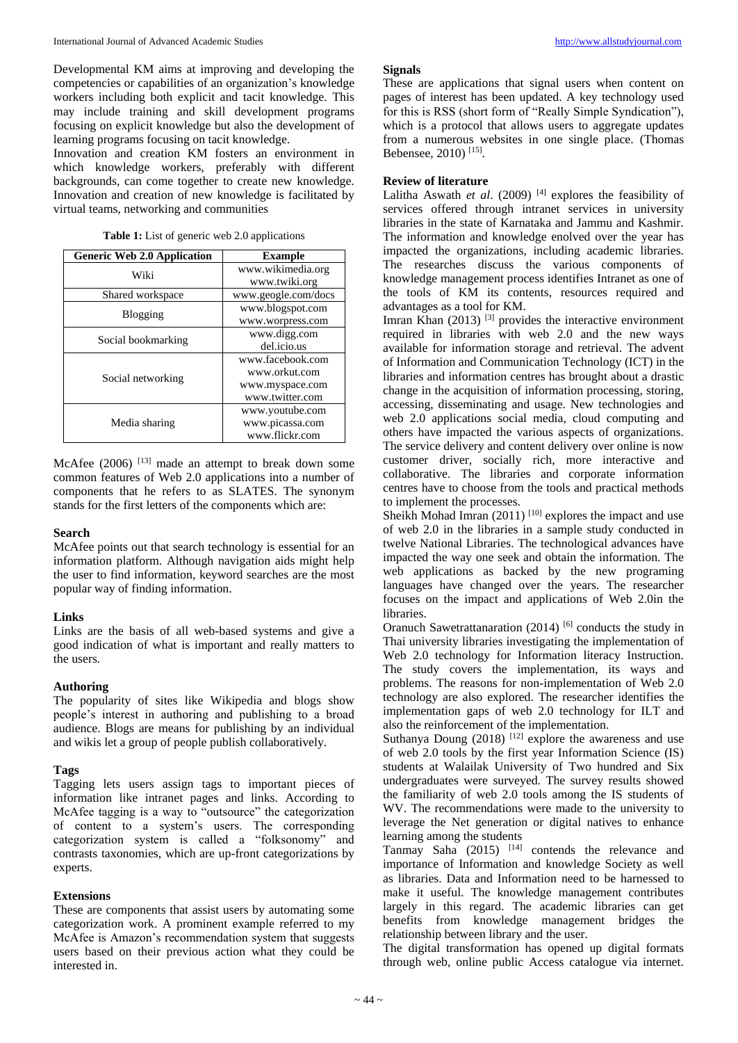Developmental KM aims at improving and developing the competencies or capabilities of an organization's knowledge workers including both explicit and tacit knowledge. This may include training and skill development programs focusing on explicit knowledge but also the development of learning programs focusing on tacit knowledge.

Innovation and creation KM fosters an environment in which knowledge workers, preferably with different backgrounds, can come together to create new knowledge. Innovation and creation of new knowledge is facilitated by virtual teams, networking and communities

**Table 1:** List of generic web 2.0 applications

| Generic Web 2.0 Application | Example |
|---|---|
| Wiki | www.wikimedia.org<br>www.twiki.org |
| Shared workspace | www.geogle.com/docs |
| Blogging | www.blogspot.com<br>www.worpress.com |
| Social bookmarking | www.digg.com<br>del.icio.us |
| Social networking | www.facebook.com<br>www.orkut.com<br>www.myspace.com<br>www.twitter.com |
| Media sharing | www.youtube.com<br>www.picassa.com<br>www.flickr.com |

McAfee (2006) [13] made an attempt to break down some common features of Web 2.0 applications into a number of components that he refers to as SLATES. The synonym stands for the first letters of the components which are:

**Search**

McAfee points out that search technology is essential for an information platform. Although navigation aids might help the user to find information, keyword searches are the most popular way of finding information.

**Links**

Links are the basis of all web-based systems and give a good indication of what is important and really matters to the users.

**Authoring**

The popularity of sites like Wikipedia and blogs show people's interest in authoring and publishing to a broad audience. Blogs are means for publishing by an individual and wikis let a group of people publish collaboratively.

**Tags**

Tagging lets users assign tags to important pieces of information like intranet pages and links. According to McAfee tagging is a way to "outsource" the categorization of content to a system's users. The corresponding categorization system is called a "folksonomy" and contrasts taxonomies, which are up-front categorizations by experts.

**Extensions**

These are components that assist users by automating some categorization work. A prominent example referred to my McAfee is Amazon's recommendation system that suggests users based on their previous action what they could be interested in.

**Signals**

These are applications that signal users when content on pages of interest has been updated. A key technology used for this is RSS (short form of "Really Simple Syndication"), which is a protocol that allows users to aggregate updates from a numerous websites in one single place. (Thomas Bebensee, 2010) [15].

**Review of literature**

Lalitha Aswath *et al*. (2009) [4] explores the feasibility of services offered through intranet services in university libraries in the state of Karnataka and Jammu and Kashmir. The information and knowledge enolved over the year has impacted the organizations, including academic libraries. The researches discuss the various components of knowledge management process identifies Intranet as one of the tools of KM its contents, resources required and advantages as a tool for KM.

Imran Khan (2013) [3] provides the interactive environment required in libraries with web 2.0 and the new ways available for information storage and retrieval. The advent of Information and Communication Technology (ICT) in the libraries and information centres has brought about a drastic change in the acquisition of information processing, storing, accessing, disseminating and usage. New technologies and web 2.0 applications social media, cloud computing and others have impacted the various aspects of organizations. The service delivery and content delivery over online is now customer driver, socially rich, more interactive and collaborative. The libraries and corporate information centres have to choose from the tools and practical methods to implement the processes.

Sheikh Mohad Imran (2011) [10] explores the impact and use of web 2.0 in the libraries in a sample study conducted in twelve National Libraries. The technological advances have impacted the way one seek and obtain the information. The web applications as backed by the new programing languages have changed over the years. The researcher focuses on the impact and applications of Web 2.0in the libraries.

Oranuch Sawetrattanaration (2014) [6] conducts the study in Thai university libraries investigating the implementation of Web 2.0 technology for Information literacy Instruction. The study covers the implementation, its ways and problems. The reasons for non-implementation of Web 2.0 technology are also explored. The researcher identifies the implementation gaps of web 2.0 technology for ILT and also the reinforcement of the implementation.

Suthanya Doung (2018) [12] explore the awareness and use of web 2.0 tools by the first year Information Science (IS) students at Walailak University of Two hundred and Six undergraduates were surveyed. The survey results showed the familiarity of web 2.0 tools among the IS students of WV. The recommendations were made to the university to leverage the Net generation or digital natives to enhance learning among the students

Tanmay Saha (2015) [14] contends the relevance and importance of Information and knowledge Society as well as libraries. Data and Information need to be harnessed to make it useful. The knowledge management contributes largely in this regard. The academic libraries can get benefits from knowledge management bridges the relationship between library and the user.

The digital transformation has opened up digital formats through web, online public Access catalogue via internet.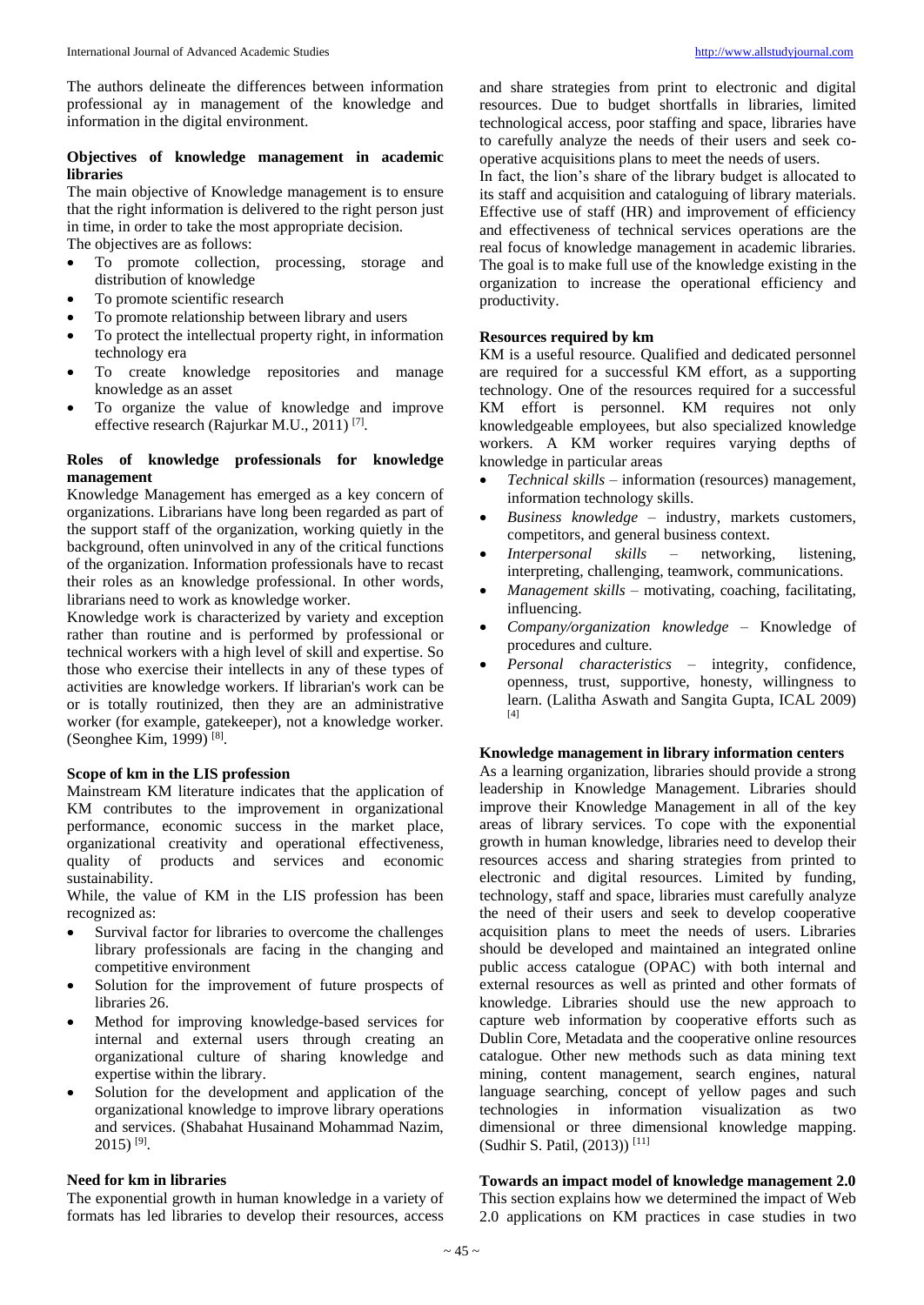The authors delineate the differences between information professional ay in management of the knowledge and information in the digital environment.

### Objectives of knowledge management in academic libraries

The main objective of Knowledge management is to ensure that the right information is delivered to the right person just in time, in order to take the most appropriate decision.

The objectives are as follows:

- To promote collection, processing, storage and distribution of knowledge
- To promote scientific research
- To promote relationship between library and users
- To protect the intellectual property right, in information technology era
- To create knowledge repositories and manage knowledge as an asset
- To organize the value of knowledge and improve effective research (Rajurkar M.U., 2011) [7].

### Roles of knowledge professionals for knowledge management

Knowledge Management has emerged as a key concern of organizations. Librarians have long been regarded as part of the support staff of the organization, working quietly in the background, often uninvolved in any of the critical functions of the organization. Information professionals have to recast their roles as an knowledge professional. In other words, librarians need to work as knowledge worker.

Knowledge work is characterized by variety and exception rather than routine and is performed by professional or technical workers with a high level of skill and expertise. So those who exercise their intellects in any of these types of activities are knowledge workers. If librarian's work can be or is totally routinized, then they are an administrative worker (for example, gatekeeper), not a knowledge worker. (Seonghee Kim, 1999) [8].

### Scope of km in the LIS profession

Mainstream KM literature indicates that the application of KM contributes to the improvement in organizational performance, economic success in the market place, organizational creativity and operational effectiveness, quality of products and services and economic sustainability.

While, the value of KM in the LIS profession has been recognized as:

- Survival factor for libraries to overcome the challenges library professionals are facing in the changing and competitive environment
- Solution for the improvement of future prospects of libraries 26.
- Method for improving knowledge-based services for internal and external users through creating an organizational culture of sharing knowledge and expertise within the library.
- Solution for the development and application of the organizational knowledge to improve library operations and services. (Shabahat Husainand Mohammad Nazim, 2015) [9].

### Need for km in libraries

The exponential growth in human knowledge in a variety of formats has led libraries to develop their resources, access and share strategies from print to electronic and digital resources. Due to budget shortfalls in libraries, limited technological access, poor staffing and space, libraries have to carefully analyze the needs of their users and seek co-operative acquisitions plans to meet the needs of users.

In fact, the lion's share of the library budget is allocated to its staff and acquisition and cataloguing of library materials. Effective use of staff (HR) and improvement of efficiency and effectiveness of technical services operations are the real focus of knowledge management in academic libraries. The goal is to make full use of the knowledge existing in the organization to increase the operational efficiency and productivity.

### Resources required by km

KM is a useful resource. Qualified and dedicated personnel are required for a successful KM effort, as a supporting technology. One of the resources required for a successful KM effort is personnel. KM requires not only knowledgeable employees, but also specialized knowledge workers. A KM worker requires varying depths of knowledge in particular areas

- *Technical skills* – information (resources) management, information technology skills.
- *Business knowledge* – industry, markets customers, competitors, and general business context.
- *Interpersonal skills* – networking, listening, interpreting, challenging, teamwork, communications.
- *Management skills* – motivating, coaching, facilitating, influencing.
- *Company/organization knowledge* – Knowledge of procedures and culture.
- *Personal characteristics* – integrity, confidence, openness, trust, supportive, honesty, willingness to learn. (Lalitha Aswath and Sangita Gupta, ICAL 2009) [4]

### Knowledge management in library information centers

As a learning organization, libraries should provide a strong leadership in Knowledge Management. Libraries should improve their Knowledge Management in all of the key areas of library services. To cope with the exponential growth in human knowledge, libraries need to develop their resources access and sharing strategies from printed to electronic and digital resources. Limited by funding, technology, staff and space, libraries must carefully analyze the need of their users and seek to develop cooperative acquisition plans to meet the needs of users. Libraries should be developed and maintained an integrated online public access catalogue (OPAC) with both internal and external resources as well as printed and other formats of knowledge. Libraries should use the new approach to capture web information by cooperative efforts such as Dublin Core, Metadata and the cooperative online resources catalogue. Other new methods such as data mining text mining, content management, search engines, natural language searching, concept of yellow pages and such technologies in information visualization as two dimensional or three dimensional knowledge mapping. (Sudhir S. Patil, (2013)) [11]

### Towards an impact model of knowledge management 2.0

This section explains how we determined the impact of Web 2.0 applications on KM practices in case studies in two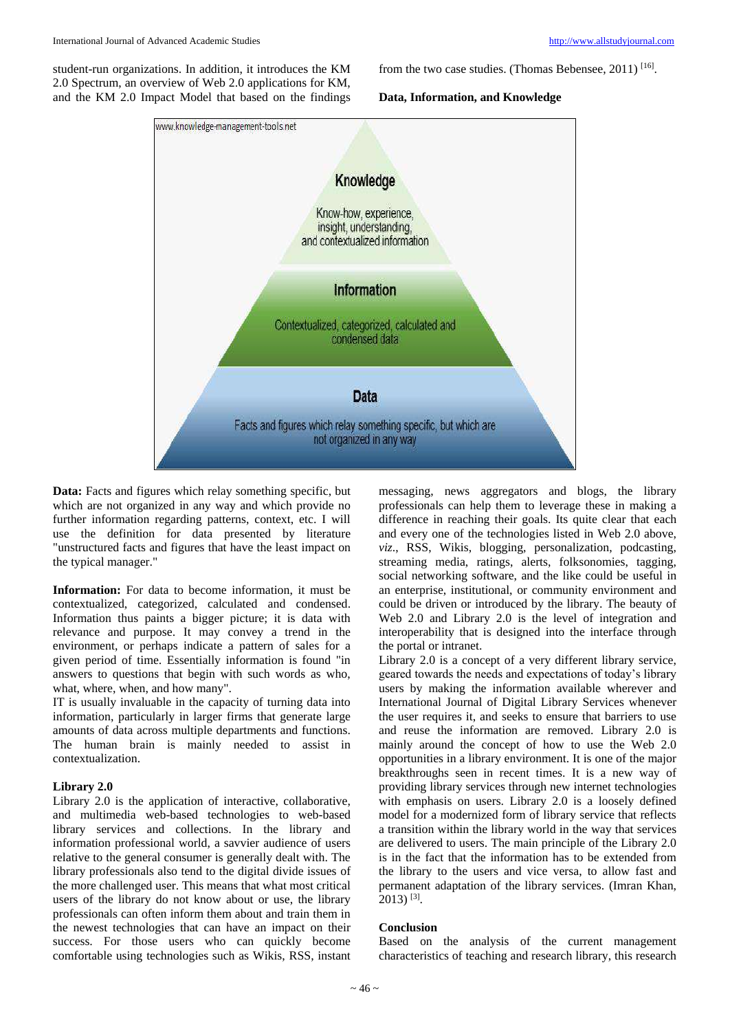student-run organizations. In addition, it introduces the KM 2.0 Spectrum, an overview of Web 2.0 applications for KM, and the KM 2.0 Impact Model that based on the findings from the two case studies. (Thomas Bebensee, 2011) [16].

### Data, Information, and Knowledge

www.knowledge-management-tools.net

**Knowledge**

Know-how, experience, insight, understanding, and contextualized information

**Information**

Contextualized, categorized, calculated and condensed data

**Data**

Facts and figures which relay something specific, but which are not organized in any way

**Data:** Facts and figures which relay something specific, but which are not organized in any way and which provide no further information regarding patterns, context, etc. I will use the definition for data presented by literature "unstructured facts and figures that have the least impact on the typical manager."

**Information:** For data to become information, it must be contextualized, categorized, calculated and condensed. Information thus paints a bigger picture; it is data with relevance and purpose. It may convey a trend in the environment, or perhaps indicate a pattern of sales for a given period of time. Essentially information is found "in answers to questions that begin with such words as who, what, where, when, and how many".

IT is usually invaluable in the capacity of turning data into information, particularly in larger firms that generate large amounts of data across multiple departments and functions. The human brain is mainly needed to assist in contextualization.

### Library 2.0

Library 2.0 is the application of interactive, collaborative, and multimedia web-based technologies to web-based library services and collections. In the library and information professional world, a savvier audience of users relative to the general consumer is generally dealt with. The library professionals also tend to the digital divide issues of the more challenged user. This means that what most critical users of the library do not know about or use, the library professionals can often inform them about and train them in the newest technologies that can have an impact on their success. For those users who can quickly become comfortable using technologies such as Wikis, RSS, instant messaging, news aggregators and blogs, the library professionals can help them to leverage these in making a difference in reaching their goals. Its quite clear that each and every one of the technologies listed in Web 2.0 above, *viz*., RSS, Wikis, blogging, personalization, podcasting, streaming media, ratings, alerts, folksonomies, tagging, social networking software, and the like could be useful in an enterprise, institutional, or community environment and could be driven or introduced by the library. The beauty of Web 2.0 and Library 2.0 is the level of integration and interoperability that is designed into the interface through the portal or intranet.

Library 2.0 is a concept of a very different library service, geared towards the needs and expectations of today's library users by making the information available wherever and International Journal of Digital Library Services whenever the user requires it, and seeks to ensure that barriers to use and reuse the information are removed. Library 2.0 is mainly around the concept of how to use the Web 2.0 opportunities in a library environment. It is one of the major breakthroughs seen in recent times. It is a new way of providing library services through new internet technologies with emphasis on users. Library 2.0 is a loosely defined model for a modernized form of library service that reflects a transition within the library world in the way that services are delivered to users. The main principle of the Library 2.0 is in the fact that the information has to be extended from the library to the users and vice versa, to allow fast and permanent adaptation of the library services. (Imran Khan, 2013) [3].

### Conclusion

Based on the analysis of the current management characteristics of teaching and research library, this research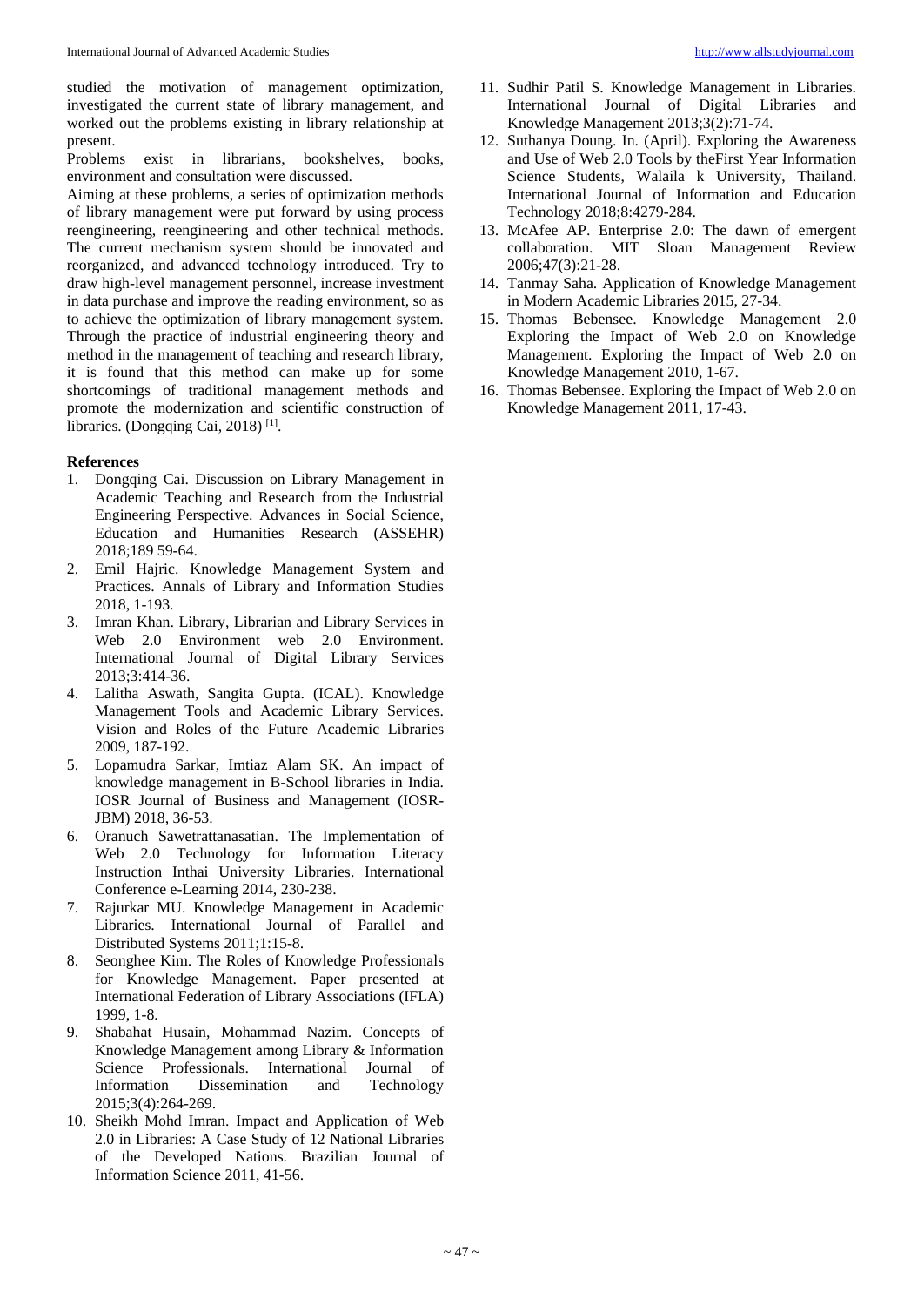studied the motivation of management optimization, investigated the current state of library management, and worked out the problems existing in library relationship at present.

Problems exist in librarians, bookshelves, books, environment and consultation were discussed.

Aiming at these problems, a series of optimization methods of library management were put forward by using process reengineering, reengineering and other technical methods. The current mechanism system should be innovated and reorganized, and advanced technology introduced. Try to draw high-level management personnel, increase investment in data purchase and improve the reading environment, so as to achieve the optimization of library management system. Through the practice of industrial engineering theory and method in the management of teaching and research library, it is found that this method can make up for some shortcomings of traditional management methods and promote the modernization and scientific construction of libraries. (Dongqing Cai, 2018) [1].

**References**

1. Dongqing Cai. Discussion on Library Management in Academic Teaching and Research from the Industrial Engineering Perspective. Advances in Social Science, Education and Humanities Research (ASSEHR) 2018;189 59-64.
2. Emil Hajric. Knowledge Management System and Practices. Annals of Library and Information Studies 2018, 1-193.
3. Imran Khan. Library, Librarian and Library Services in Web 2.0 Environment web 2.0 Environment. International Journal of Digital Library Services 2013;3:414-36.
4. Lalitha Aswath, Sangita Gupta. (ICAL). Knowledge Management Tools and Academic Library Services. Vision and Roles of the Future Academic Libraries 2009, 187-192.
5. Lopamudra Sarkar, Imtiaz Alam SK. An impact of knowledge management in B-School libraries in India. IOSR Journal of Business and Management (IOSR-JBM) 2018, 36-53.
6. Oranuch Sawetrattanasatian. The Implementation of Web 2.0 Technology for Information Literacy Instruction Inthai University Libraries. International Conference e-Learning 2014, 230-238.
7. Rajurkar MU. Knowledge Management in Academic Libraries. International Journal of Parallel and Distributed Systems 2011;1:15-8.
8. Seonghee Kim. The Roles of Knowledge Professionals for Knowledge Management. Paper presented at International Federation of Library Associations (IFLA) 1999, 1-8.
9. Shabahat Husain, Mohammad Nazim. Concepts of Knowledge Management among Library & Information Science Professionals. International Journal of Information Dissemination and Technology 2015;3(4):264-269.
10. Sheikh Mohd Imran. Impact and Application of Web 2.0 in Libraries: A Case Study of 12 National Libraries of the Developed Nations. Brazilian Journal of Information Science 2011, 41-56.
11. Sudhir Patil S. Knowledge Management in Libraries. International Journal of Digital Libraries and Knowledge Management 2013;3(2):71-74.
12. Suthanya Doung. In. (April). Exploring the Awareness and Use of Web 2.0 Tools by theFirst Year Information Science Students, Walaila k University, Thailand. International Journal of Information and Education Technology 2018;8:4279-284.
13. McAfee AP. Enterprise 2.0: The dawn of emergent collaboration. MIT Sloan Management Review 2006;47(3):21-28.
14. Tanmay Saha. Application of Knowledge Management in Modern Academic Libraries 2015, 27-34.
15. Thomas Bebensee. Knowledge Management 2.0 Exploring the Impact of Web 2.0 on Knowledge Management. Exploring the Impact of Web 2.0 on Knowledge Management 2010, 1-67.
16. Thomas Bebensee. Exploring the Impact of Web 2.0 on Knowledge Management 2011, 17-43.